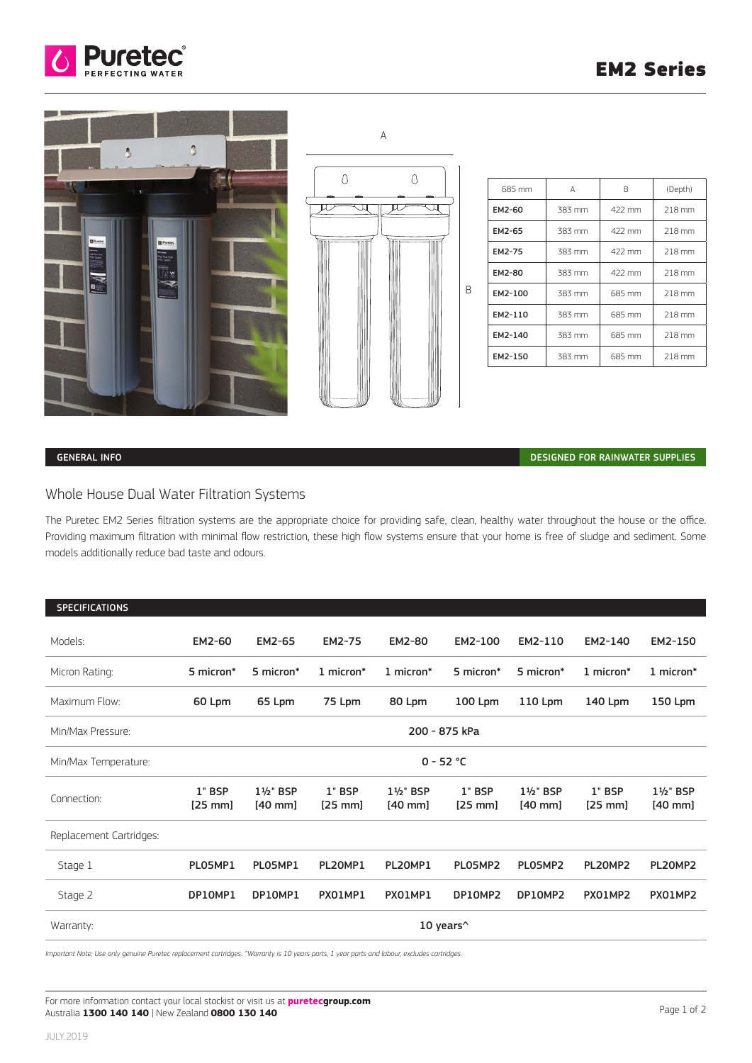# EM2 Series

A

B

| 685 mm | A | B | (Depth) |
|---|---|---|---|
| EM2-60 | 383 mm | 422 mm | 218 mm |
| EM2-65 | 383 mm | 422 mm | 218 mm |
| EM2-75 | 383 mm | 422 mm | 218 mm |
| EM2-80 | 383 mm | 422 mm | 218 mm |
| EM2-100 | 383 mm | 685 mm | 218 mm |
| EM2-110 | 383 mm | 685 mm | 218 mm |
| EM2-140 | 383 mm | 685 mm | 218 mm |
| EM2-150 | 383 mm | 685 mm | 218 mm |

## GENERAL INFO

**DESIGNED FOR RAINWATER SUPPLIES**

### Whole House Dual Water Filtration Systems

The Puretec EM2 Series filtration systems are the appropriate choice for providing safe, clean, healthy water throughout the house or the office. Providing maximum filtration with minimal flow restriction, these high flow systems ensure that your home is free of sludge and sediment. Some models additionally reduce bad taste and odours.

## SPECIFICATIONS

| Models: | EM2-60 | EM2-65 | EM2-75 | EM2-80 | EM2-100 | EM2-110 | EM2-140 | EM2-150 |
|---|---|---|---|---|---|---|---|---|
| Micron Rating: | 5 micron* | 5 micron* | 1 micron* | 1 micron* | 5 micron* | 5 micron* | 1 micron* | 1 micron* |
| Maximum Flow: | 60 Lpm | 65 Lpm | 75 Lpm | 80 Lpm | 100 Lpm | 110 Lpm | 140 Lpm | 150 Lpm |
| Min/Max Pressure: | 200 - 875 kPa | | | | | | | |
| Min/Max Temperature: | 0 - 52 °C | | | | | | | |
| Connection: | 1" BSP [25 mm] | 1½" BSP [40 mm] | 1" BSP [25 mm] | 1½" BSP [40 mm] | 1" BSP [25 mm] | 1½" BSP [40 mm] | 1" BSP [25 mm] | 1½" BSP [40 mm] |
| Replacement Cartridges: | | | | | | | | |
| Stage 1 | PL05MP1 | PL05MP1 | PL20MP1 | PL20MP1 | PL05MP2 | PL05MP2 | PL20MP2 | PL20MP2 |
| Stage 2 | DP10MP1 | DP10MP1 | PX01MP1 | PX01MP1 | DP10MP2 | DP10MP2 | PX01MP2 | PX01MP2 |
| Warranty: | 10 years^ | | | | | | | |

*Important Note: Use only genuine Puretec replacement cartridges. ^Warranty is 10 years parts, 1 year parts and labour, excludes cartridges.*

For more information contact your local stockist or visit us at **puretecgroup.com**
Australia **1300 140 140** | New Zealand **0800 130 140**

JULY.2019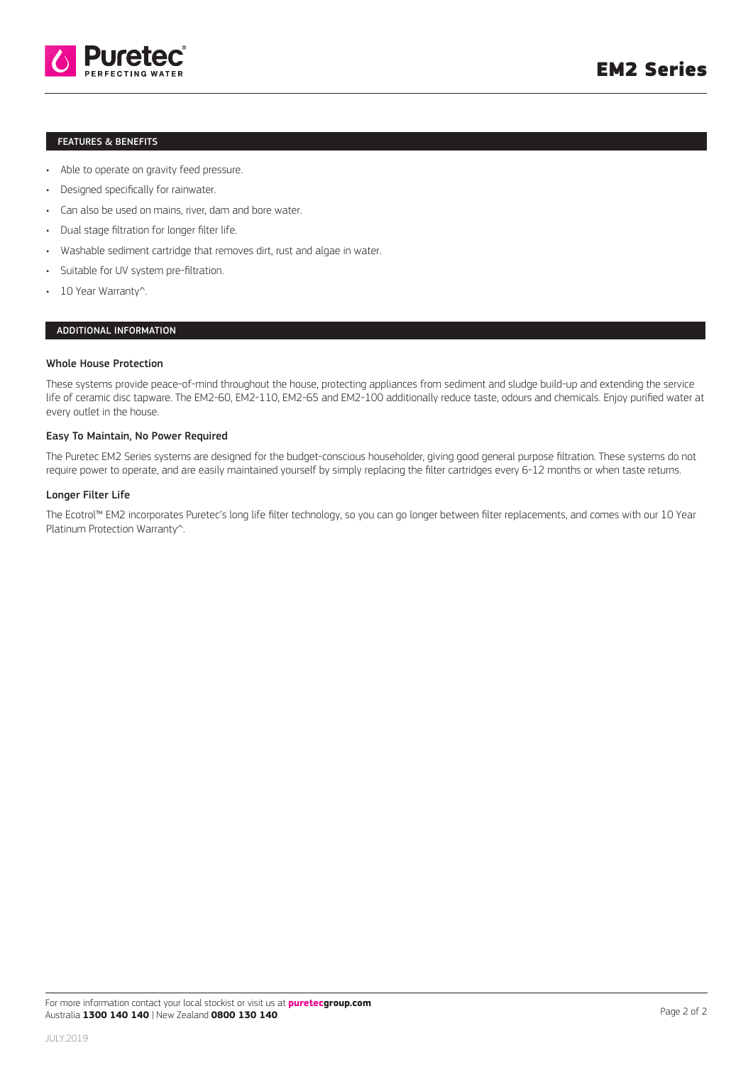## FEATURES & BENEFITS

- Able to operate on gravity feed pressure.
- Designed specifically for rainwater.
- Can also be used on mains, river, dam and bore water.
- Dual stage filtration for longer filter life.
- Washable sediment cartridge that removes dirt, rust and algae in water.
- Suitable for UV system pre-filtration.
- 10 Year Warranty^.

## ADDITIONAL INFORMATION

### Whole House Protection

These systems provide peace-of-mind throughout the house, protecting appliances from sediment and sludge build-up and extending the service life of ceramic disc tapware. The EM2-60, EM2-110, EM2-65 and EM2-100 additionally reduce taste, odours and chemicals. Enjoy purified water at every outlet in the house.

### Easy To Maintain, No Power Required

The Puretec EM2 Series systems are designed for the budget-conscious householder, giving good general purpose filtration. These systems do not require power to operate, and are easily maintained yourself by simply replacing the filter cartridges every 6-12 months or when taste returns.

### Longer Filter Life

The Ecotrol™ EM2 incorporates Puretec's long life filter technology, so you can go longer between filter replacements, and comes with our 10 Year Platinum Protection Warranty^.

For more information contact your local stockist or visit us at **puretecgroup.com**
Australia **1300 140 140** | New Zealand **0800 130 140**

JULY.2019